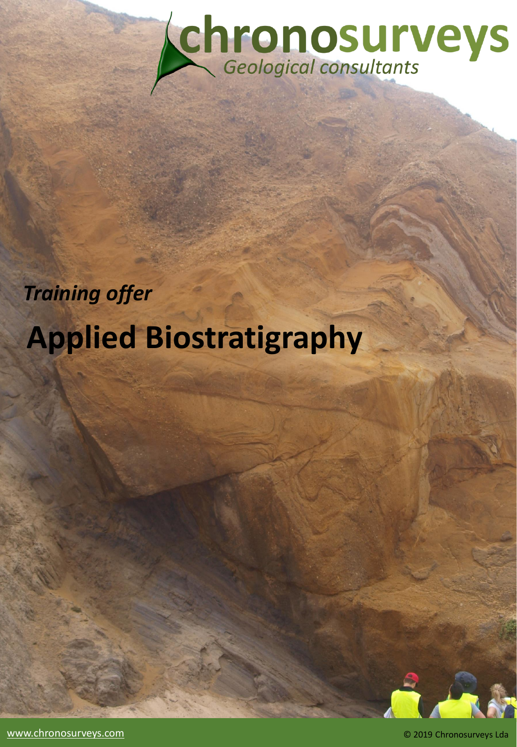# chronosurveys

*Geological consultants*

***Training offer***

# Applied Biostratigraphy

www.chronosurveys.com

© 2019 Chronosurveys Lda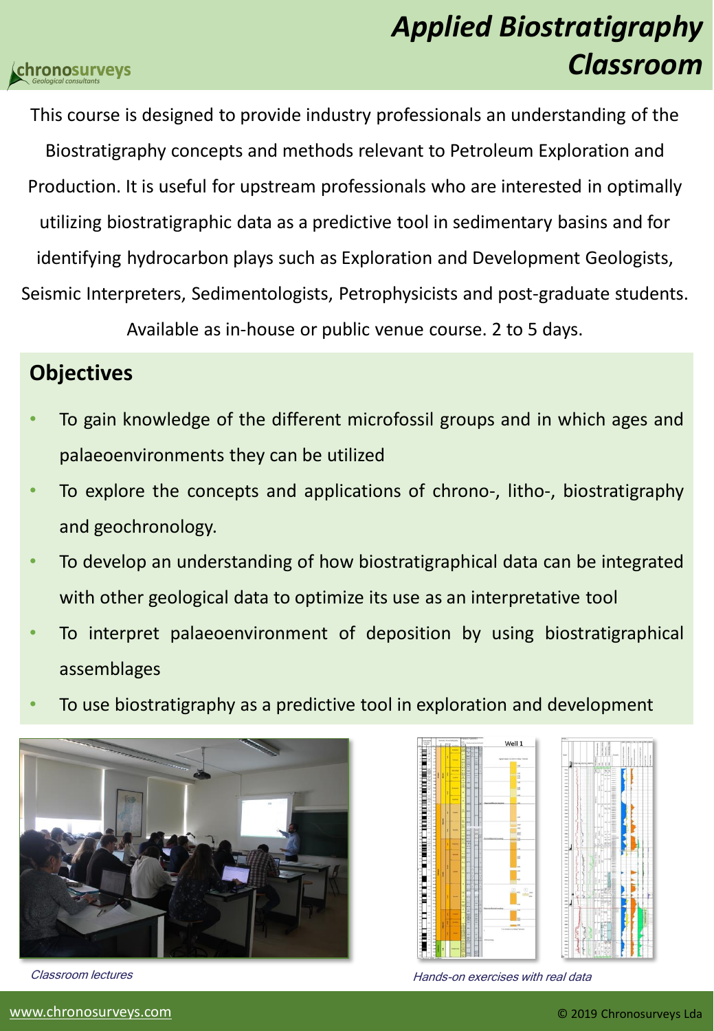# Applied Biostratigraphy Classroom

This course is designed to provide industry professionals an understanding of the Biostratigraphy concepts and methods relevant to Petroleum Exploration and Production. It is useful for upstream professionals who are interested in optimally utilizing biostratigraphic data as a predictive tool in sedimentary basins and for identifying hydrocarbon plays such as Exploration and Development Geologists, Seismic Interpreters, Sedimentologists, Petrophysicists and post-graduate students.

Available as in-house or public venue course. 2 to 5 days.

## Objectives

- To gain knowledge of the different microfossil groups and in which ages and palaeoenvironments they can be utilized
- To explore the concepts and applications of chrono-, litho-, biostratigraphy and geochronology.
- To develop an understanding of how biostratigraphical data can be integrated with other geological data to optimize its use as an interpretative tool
- To interpret palaeoenvironment of deposition by using biostratigraphical assemblages
- To use biostratigraphy as a predictive tool in exploration and development

*Classroom lectures*

*Hands-on exercises with real data*

www.chronosurveys.com

© 2019 Chronosurveys Lda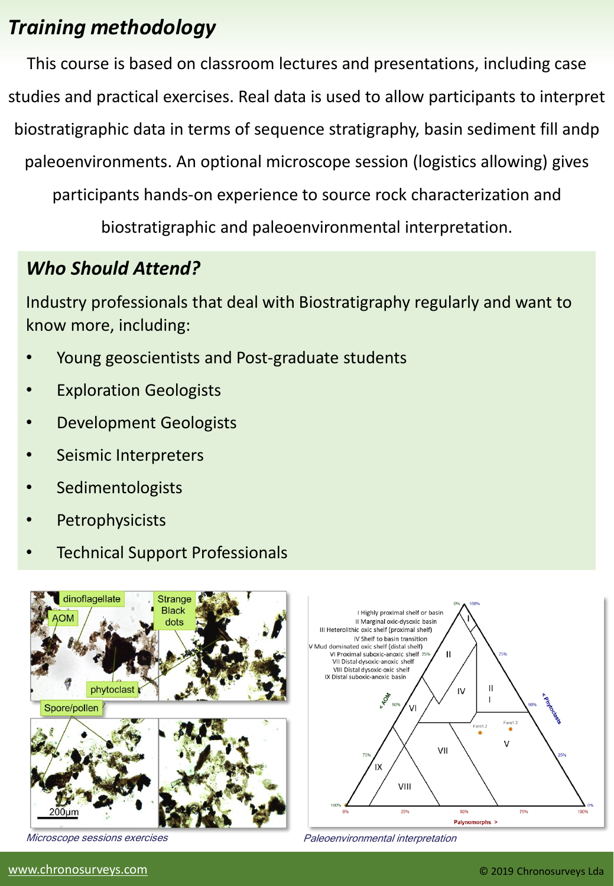## *Training methodology*

This course is based on classroom lectures and presentations, including case studies and practical exercises. Real data is used to allow participants to interpret biostratigraphic data in terms of sequence stratigraphy, basin sediment fill andp paleoenvironments. An optional microscope session (logistics allowing) gives participants hands-on experience to source rock characterization and biostratigraphic and paleoenvironmental interpretation.

### *Who Should Attend?*

Industry professionals that deal with Biostratigraphy regularly and want to know more, including:

- Young geoscientists and Post-graduate students
- Exploration Geologists
- Development Geologists
- Seismic Interpreters
- Sedimentologists
- Petrophysicists
- Technical Support Professionals

*Microscope sessions exercises*

*Paleoenvironmental interpretation*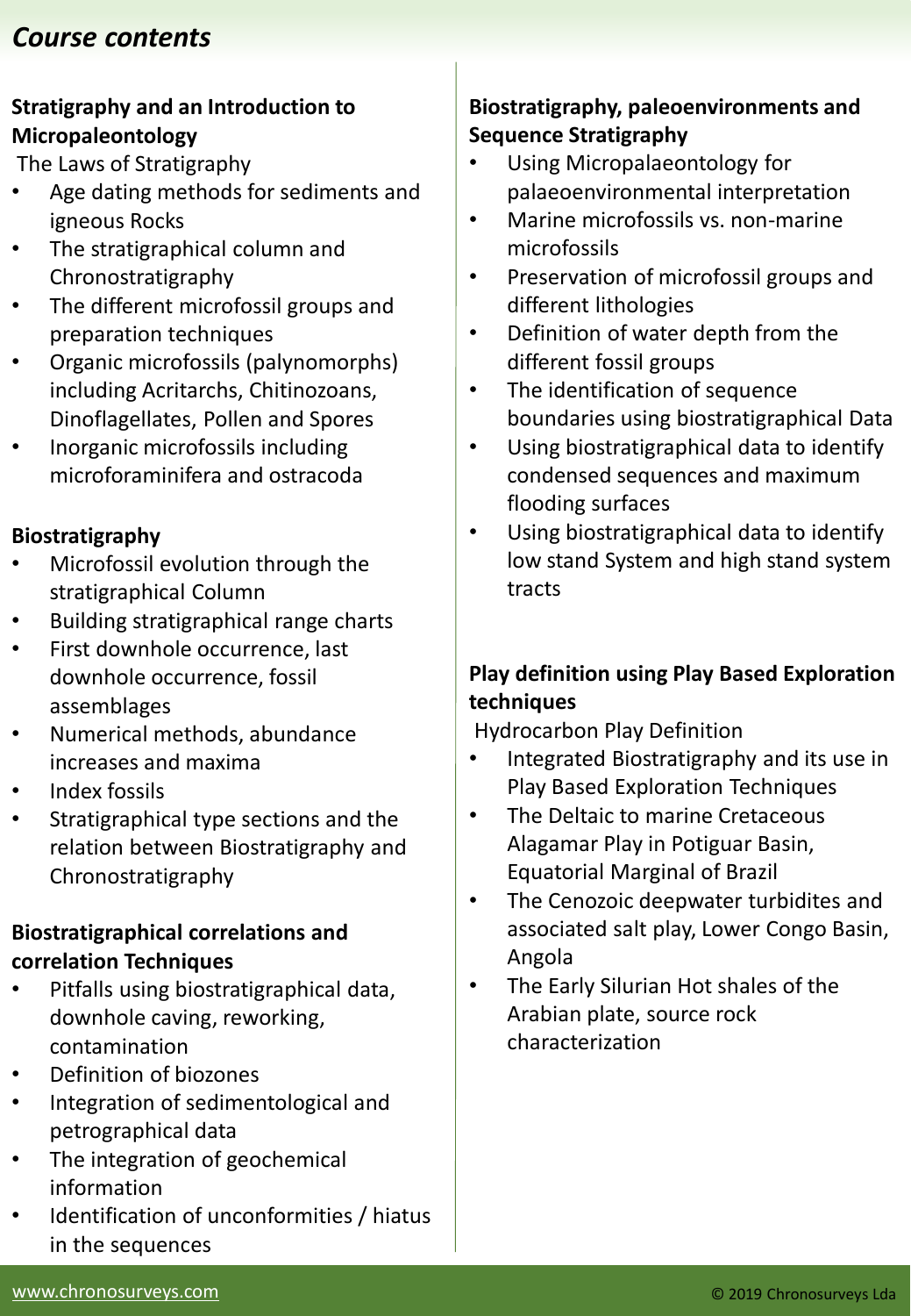# *Course contents*

### Stratigraphy and an Introduction to Micropaleontology

The Laws of Stratigraphy

- Age dating methods for sediments and igneous Rocks
- The stratigraphical column and Chronostratigraphy
- The different microfossil groups and preparation techniques
- Organic microfossils (palynomorphs) including Acritarchs, Chitinozoans, Dinoflagellates, Pollen and Spores
- Inorganic microfossils including microforaminifera and ostracoda

### Biostratigraphy

- Microfossil evolution through the stratigraphical Column
- Building stratigraphical range charts
- First downhole occurrence, last downhole occurrence, fossil assemblages
- Numerical methods, abundance increases and maxima
- Index fossils
- Stratigraphical type sections and the relation between Biostratigraphy and Chronostratigraphy

### Biostratigraphical correlations and correlation Techniques

- Pitfalls using biostratigraphical data, downhole caving, reworking, contamination
- Definition of biozones
- Integration of sedimentological and petrographical data
- The integration of geochemical information
- Identification of unconformities / hiatus in the sequences

### Biostratigraphy, paleoenvironments and Sequence Stratigraphy

- Using Micropalaeontology for palaeoenvironmental interpretation
- Marine microfossils vs. non-marine microfossils
- Preservation of microfossil groups and different lithologies
- Definition of water depth from the different fossil groups
- The identification of sequence boundaries using biostratigraphical Data
- Using biostratigraphical data to identify condensed sequences and maximum flooding surfaces
- Using biostratigraphical data to identify low stand System and high stand system tracts

### Play definition using Play Based Exploration techniques

Hydrocarbon Play Definition

- Integrated Biostratigraphy and its use in Play Based Exploration Techniques
- The Deltaic to marine Cretaceous Alagamar Play in Potiguar Basin, Equatorial Marginal of Brazil
- The Cenozoic deepwater turbidites and associated salt play, Lower Congo Basin, Angola
- The Early Silurian Hot shales of the Arabian plate, source rock characterization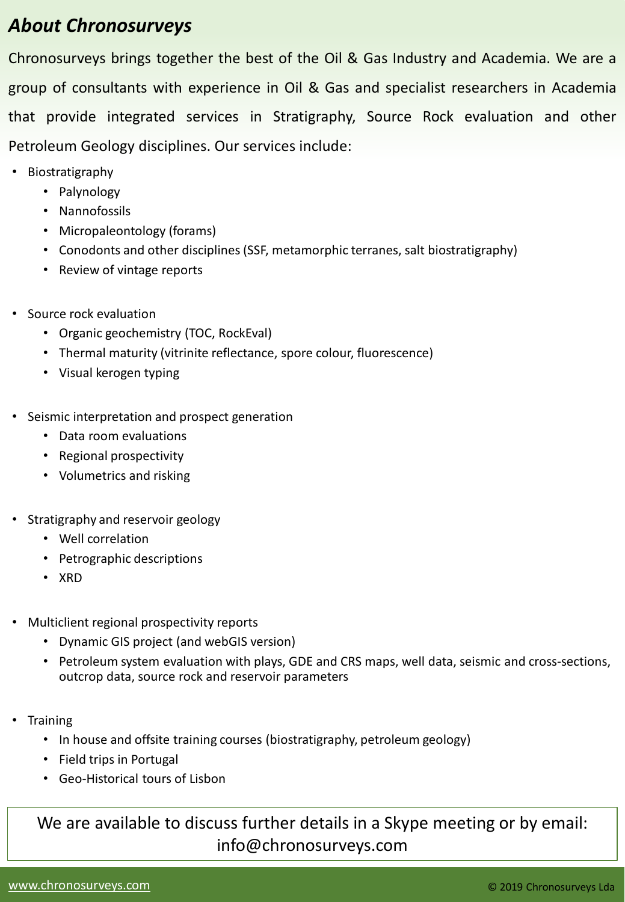## *About Chronosurveys*

Chronosurveys brings together the best of the Oil & Gas Industry and Academia. We are a group of consultants with experience in Oil & Gas and specialist researchers in Academia that provide integrated services in Stratigraphy, Source Rock evaluation and other Petroleum Geology disciplines. Our services include:

- Biostratigraphy
  - Palynology
  - Nannofossils
  - Micropaleontology (forams)
  - Conodonts and other disciplines (SSF, metamorphic terranes, salt biostratigraphy)
  - Review of vintage reports

- Source rock evaluation
  - Organic geochemistry (TOC, RockEval)
  - Thermal maturity (vitrinite reflectance, spore colour, fluorescence)
  - Visual kerogen typing

- Seismic interpretation and prospect generation
  - Data room evaluations
  - Regional prospectivity
  - Volumetrics and risking

- Stratigraphy and reservoir geology
  - Well correlation
  - Petrographic descriptions
  - XRD

- Multiclient regional prospectivity reports
  - Dynamic GIS project (and webGIS version)
  - Petroleum system evaluation with plays, GDE and CRS maps, well data, seismic and cross-sections, outcrop data, source rock and reservoir parameters

- Training
  - In house and offsite training courses (biostratigraphy, petroleum geology)
  - Field trips in Portugal
  - Geo-Historical tours of Lisbon

We are available to discuss further details in a Skype meeting or by email: info@chronosurveys.com

www.chronosurveys.com

© 2019 Chronosurveys Lda